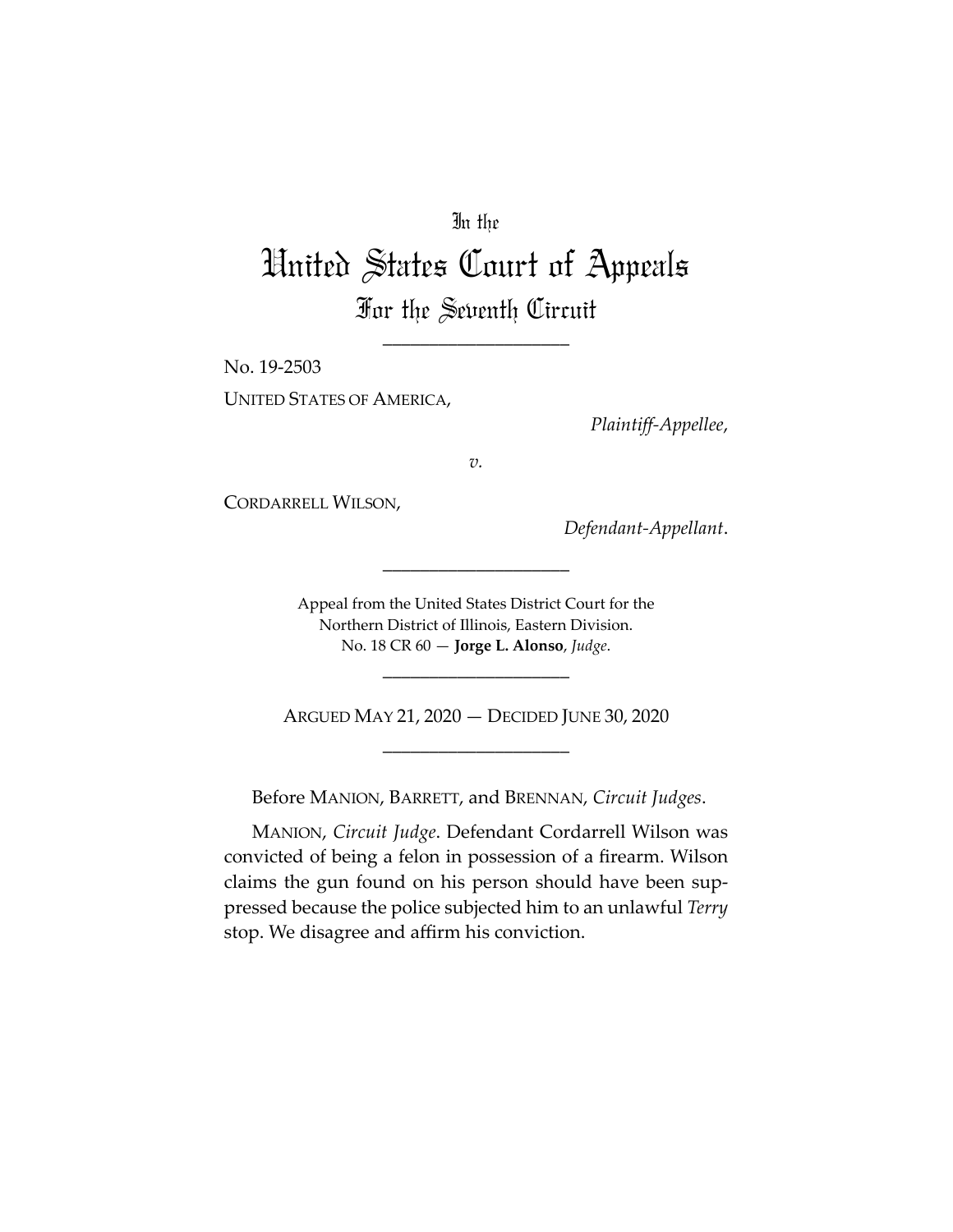In the

# United States Court of Appeals

## For the Seventh Circuit

---

No. 19-2503

UNITED STATES OF AMERICA,

*Plaintiff-Appellee*,

*v.*

CORDARRELL WILSON,

*Defendant-Appellant*.

---

Appeal from the United States District Court for the Northern District of Illinois, Eastern Division.
No. 18 CR 60 — **Jorge L. Alonso**, *Judge*.

---

ARGUED MAY 21, 2020 — DECIDED JUNE 30, 2020

---

Before MANION, BARRETT, and BRENNAN, *Circuit Judges*.

MANION, *Circuit Judge*. Defendant Cordarrell Wilson was convicted of being a felon in possession of a firearm. Wilson claims the gun found on his person should have been suppressed because the police subjected him to an unlawful *Terry* stop. We disagree and affirm his conviction.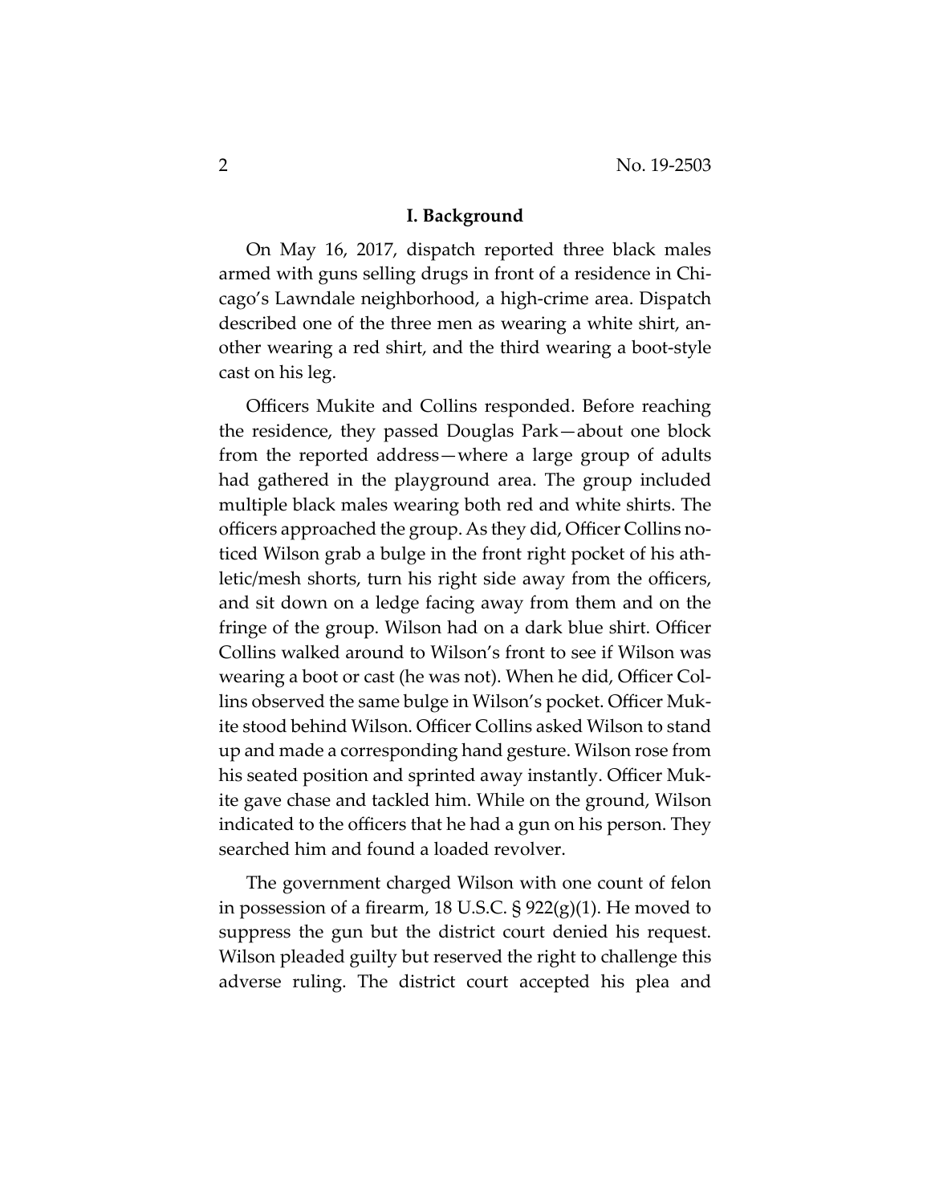## I. Background

On May 16, 2017, dispatch reported three black males armed with guns selling drugs in front of a residence in Chicago's Lawndale neighborhood, a high-crime area. Dispatch described one of the three men as wearing a white shirt, another wearing a red shirt, and the third wearing a boot-style cast on his leg.

Officers Mukite and Collins responded. Before reaching the residence, they passed Douglas Park—about one block from the reported address—where a large group of adults had gathered in the playground area. The group included multiple black males wearing both red and white shirts. The officers approached the group. As they did, Officer Collins noticed Wilson grab a bulge in the front right pocket of his athletic/mesh shorts, turn his right side away from the officers, and sit down on a ledge facing away from them and on the fringe of the group. Wilson had on a dark blue shirt. Officer Collins walked around to Wilson's front to see if Wilson was wearing a boot or cast (he was not). When he did, Officer Collins observed the same bulge in Wilson's pocket. Officer Mukite stood behind Wilson. Officer Collins asked Wilson to stand up and made a corresponding hand gesture. Wilson rose from his seated position and sprinted away instantly. Officer Mukite gave chase and tackled him. While on the ground, Wilson indicated to the officers that he had a gun on his person. They searched him and found a loaded revolver.

The government charged Wilson with one count of felon in possession of a firearm, 18 U.S.C. § 922(g)(1). He moved to suppress the gun but the district court denied his request. Wilson pleaded guilty but reserved the right to challenge this adverse ruling. The district court accepted his plea and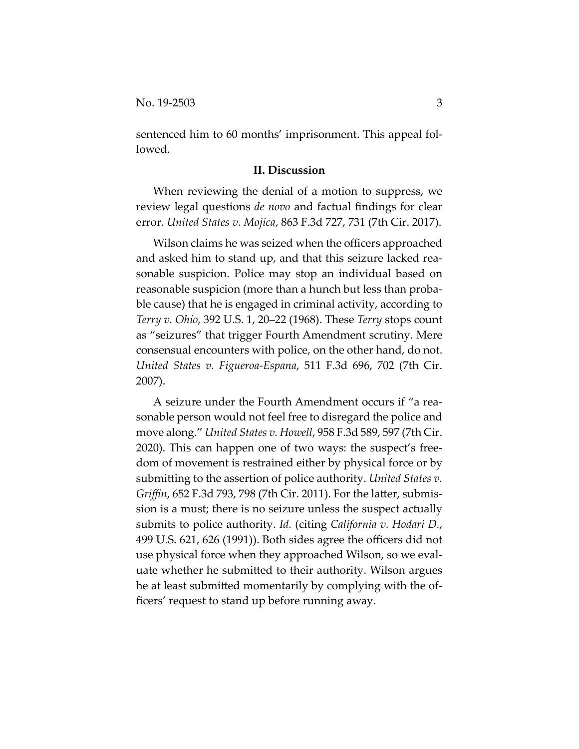sentenced him to 60 months' imprisonment. This appeal followed.

## II. Discussion

When reviewing the denial of a motion to suppress, we review legal questions *de novo* and factual findings for clear error. *United States v. Mojica*, 863 F.3d 727, 731 (7th Cir. 2017).

Wilson claims he was seized when the officers approached and asked him to stand up, and that this seizure lacked reasonable suspicion. Police may stop an individual based on reasonable suspicion (more than a hunch but less than probable cause) that he is engaged in criminal activity, according to *Terry v. Ohio*, 392 U.S. 1, 20–22 (1968). These *Terry* stops count as "seizures" that trigger Fourth Amendment scrutiny. Mere consensual encounters with police, on the other hand, do not. *United States v. Figueroa-Espana*, 511 F.3d 696, 702 (7th Cir. 2007).

A seizure under the Fourth Amendment occurs if "a reasonable person would not feel free to disregard the police and move along." *United States v. Howell*, 958 F.3d 589, 597 (7th Cir. 2020). This can happen one of two ways: the suspect's freedom of movement is restrained either by physical force or by submitting to the assertion of police authority. *United States v. Griffin*, 652 F.3d 793, 798 (7th Cir. 2011). For the latter, submission is a must; there is no seizure unless the suspect actually submits to police authority. *Id.* (citing *California v. Hodari D.*, 499 U.S. 621, 626 (1991)). Both sides agree the officers did not use physical force when they approached Wilson, so we evaluate whether he submitted to their authority. Wilson argues he at least submitted momentarily by complying with the officers' request to stand up before running away.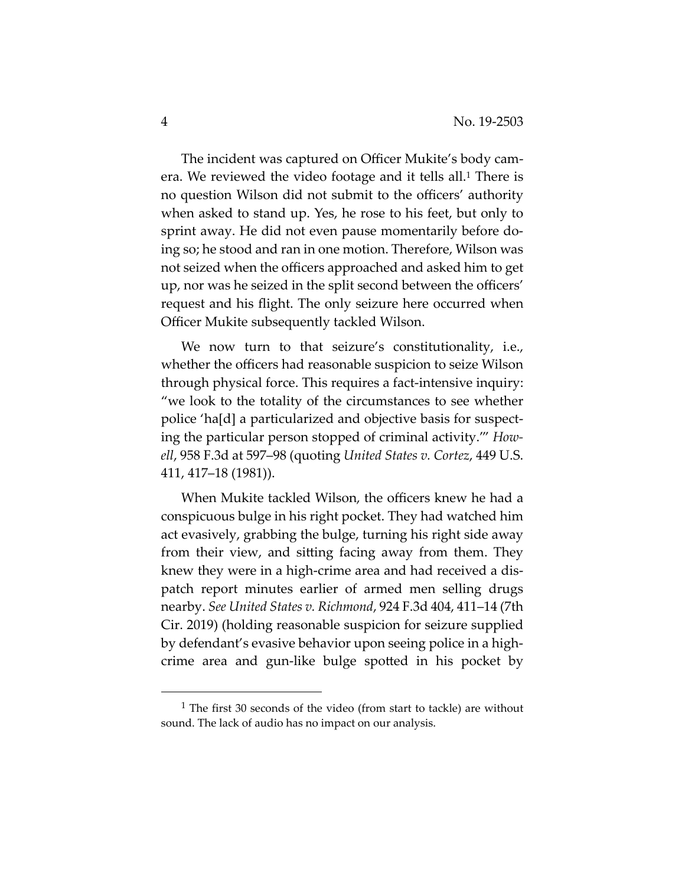The incident was captured on Officer Mukite's body camera. We reviewed the video footage and it tells all.[1] There is no question Wilson did not submit to the officers' authority when asked to stand up. Yes, he rose to his feet, but only to sprint away. He did not even pause momentarily before doing so; he stood and ran in one motion. Therefore, Wilson was not seized when the officers approached and asked him to get up, nor was he seized in the split second between the officers' request and his flight. The only seizure here occurred when Officer Mukite subsequently tackled Wilson.

We now turn to that seizure's constitutionality, i.e., whether the officers had reasonable suspicion to seize Wilson through physical force. This requires a fact-intensive inquiry: "we look to the totality of the circumstances to see whether police 'ha[d] a particularized and objective basis for suspecting the particular person stopped of criminal activity.'" *Howell*, 958 F.3d at 597–98 (quoting *United States v. Cortez*, 449 U.S. 411, 417–18 (1981)).

When Mukite tackled Wilson, the officers knew he had a conspicuous bulge in his right pocket. They had watched him act evasively, grabbing the bulge, turning his right side away from their view, and sitting facing away from them. They knew they were in a high-crime area and had received a dispatch report minutes earlier of armed men selling drugs nearby. *See United States v. Richmond*, 924 F.3d 404, 411–14 (7th Cir. 2019) (holding reasonable suspicion for seizure supplied by defendant's evasive behavior upon seeing police in a high-crime area and gun-like bulge spotted in his pocket by

[1] The first 30 seconds of the video (from start to tackle) are without sound. The lack of audio has no impact on our analysis.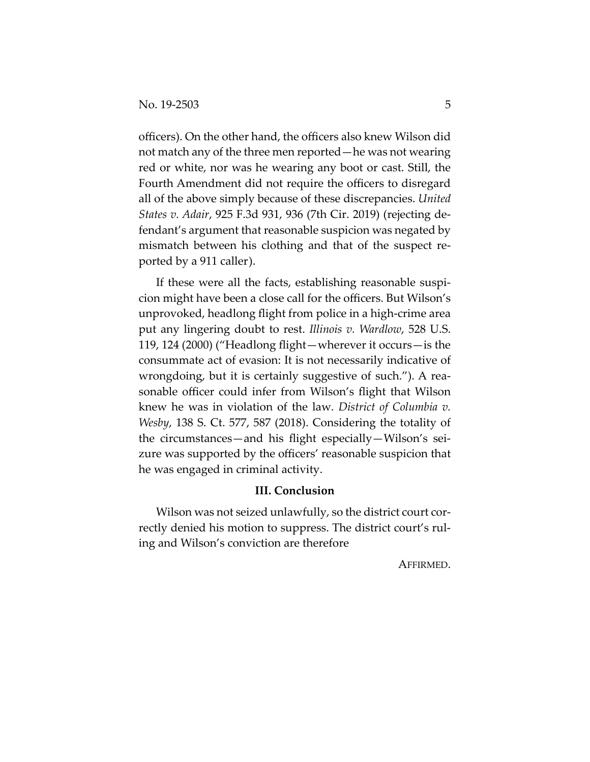officers). On the other hand, the officers also knew Wilson did not match any of the three men reported—he was not wearing red or white, nor was he wearing any boot or cast. Still, the Fourth Amendment did not require the officers to disregard all of the above simply because of these discrepancies. *United States v. Adair*, 925 F.3d 931, 936 (7th Cir. 2019) (rejecting defendant's argument that reasonable suspicion was negated by mismatch between his clothing and that of the suspect reported by a 911 caller).

If these were all the facts, establishing reasonable suspicion might have been a close call for the officers. But Wilson's unprovoked, headlong flight from police in a high-crime area put any lingering doubt to rest. *Illinois v. Wardlow*, 528 U.S. 119, 124 (2000) ("Headlong flight—wherever it occurs—is the consummate act of evasion: It is not necessarily indicative of wrongdoing, but it is certainly suggestive of such."). A reasonable officer could infer from Wilson's flight that Wilson knew he was in violation of the law. *District of Columbia v. Wesby*, 138 S. Ct. 577, 587 (2018). Considering the totality of the circumstances—and his flight especially—Wilson's seizure was supported by the officers' reasonable suspicion that he was engaged in criminal activity.

## III. Conclusion

Wilson was not seized unlawfully, so the district court correctly denied his motion to suppress. The district court's ruling and Wilson's conviction are therefore

AFFIRMED.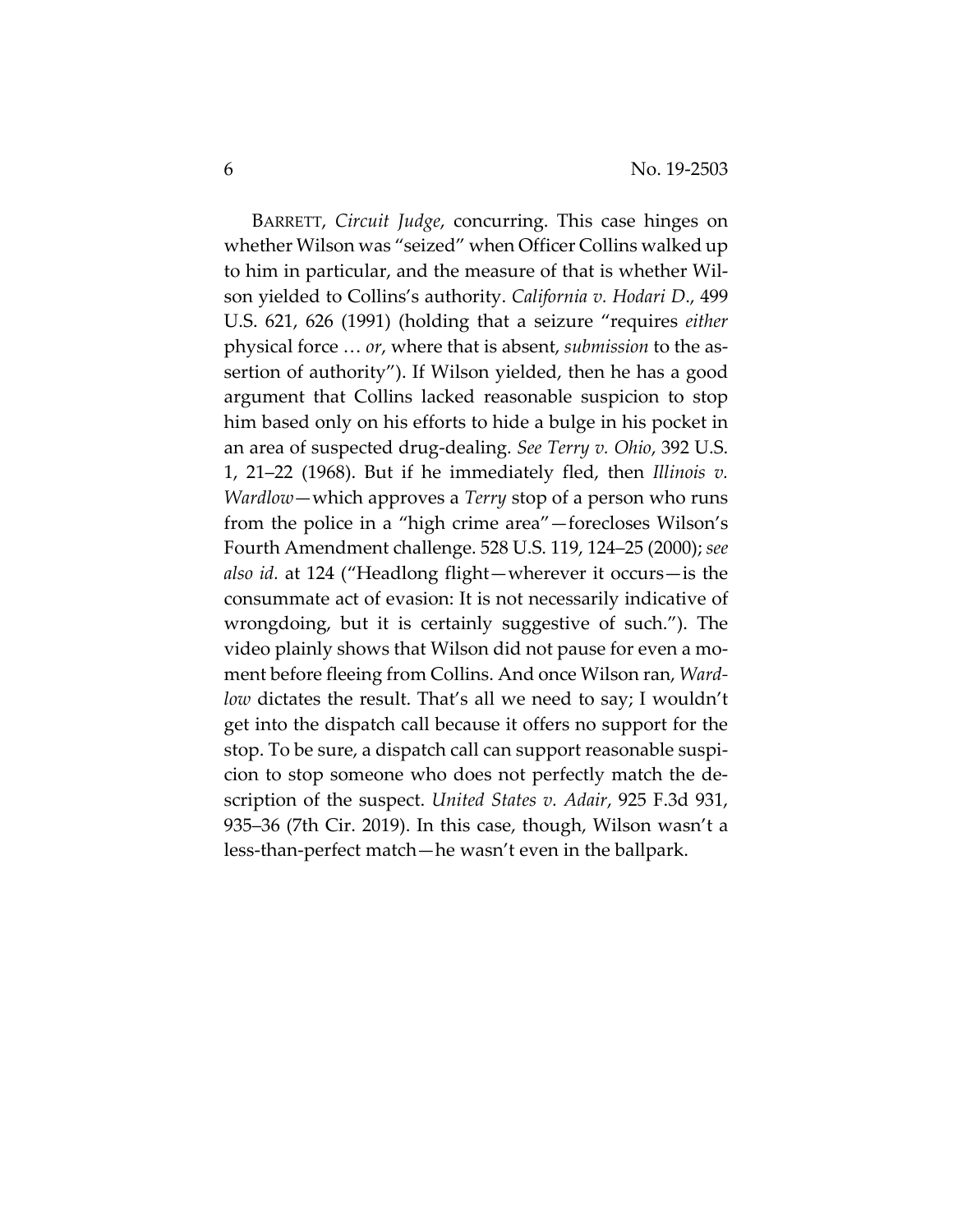BARRETT, *Circuit Judge*, concurring. This case hinges on whether Wilson was "seized" when Officer Collins walked up to him in particular, and the measure of that is whether Wilson yielded to Collins's authority. *California v. Hodari D.*, 499 U.S. 621, 626 (1991) (holding that a seizure "requires *either* physical force … *or*, where that is absent, *submission* to the assertion of authority"). If Wilson yielded, then he has a good argument that Collins lacked reasonable suspicion to stop him based only on his efforts to hide a bulge in his pocket in an area of suspected drug-dealing. *See Terry v. Ohio*, 392 U.S. 1, 21–22 (1968). But if he immediately fled, then *Illinois v. Wardlow*—which approves a *Terry* stop of a person who runs from the police in a "high crime area"—forecloses Wilson's Fourth Amendment challenge. 528 U.S. 119, 124–25 (2000); *see also id.* at 124 ("Headlong flight—wherever it occurs—is the consummate act of evasion: It is not necessarily indicative of wrongdoing, but it is certainly suggestive of such."). The video plainly shows that Wilson did not pause for even a moment before fleeing from Collins. And once Wilson ran, *Wardlow* dictates the result. That's all we need to say; I wouldn't get into the dispatch call because it offers no support for the stop. To be sure, a dispatch call can support reasonable suspicion to stop someone who does not perfectly match the description of the suspect. *United States v. Adair*, 925 F.3d 931, 935–36 (7th Cir. 2019). In this case, though, Wilson wasn't a less-than-perfect match—he wasn't even in the ballpark.